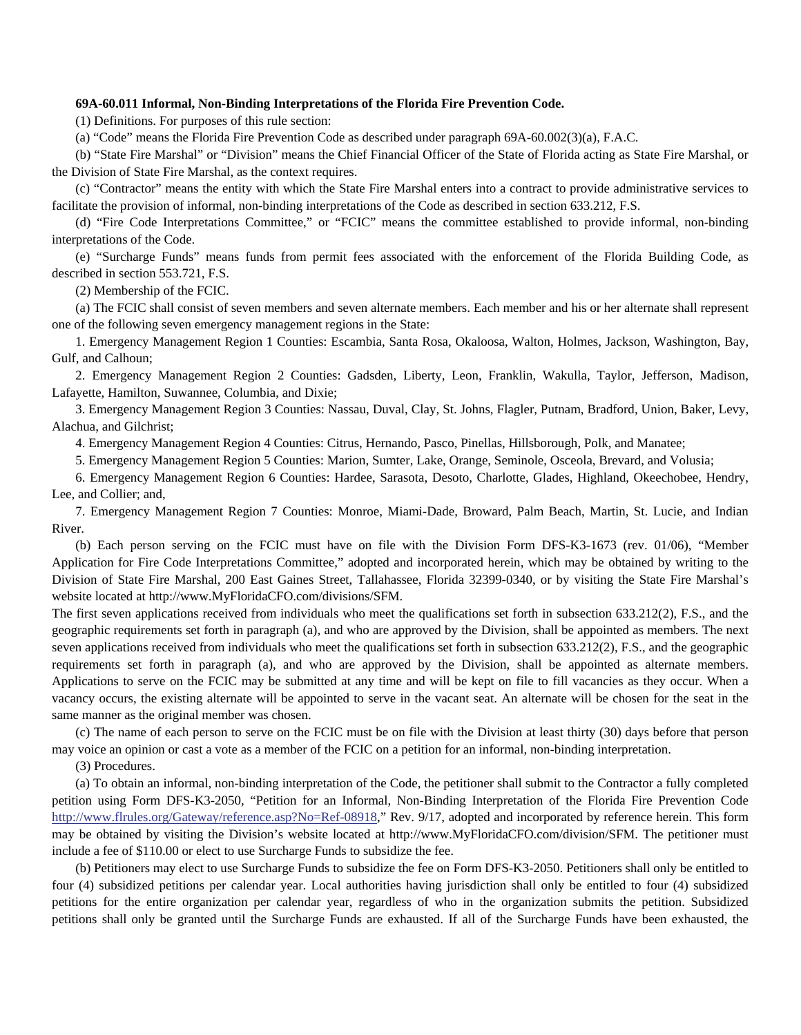**69A-60.011 Informal, Non-Binding Interpretations of the Florida Fire Prevention Code.**

(1) Definitions. For purposes of this rule section:

(a) "Code" means the Florida Fire Prevention Code as described under paragraph 69A-60.002(3)(a), F.A.C.

(b) "State Fire Marshal" or "Division" means the Chief Financial Officer of the State of Florida acting as State Fire Marshal, or the Division of State Fire Marshal, as the context requires.

(c) "Contractor" means the entity with which the State Fire Marshal enters into a contract to provide administrative services to facilitate the provision of informal, non-binding interpretations of the Code as described in section 633.212, F.S.

(d) "Fire Code Interpretations Committee," or "FCIC" means the committee established to provide informal, non-binding interpretations of the Code.

(e) "Surcharge Funds" means funds from permit fees associated with the enforcement of the Florida Building Code, as described in section 553.721, F.S.

(2) Membership of the FCIC.

(a) The FCIC shall consist of seven members and seven alternate members. Each member and his or her alternate shall represent one of the following seven emergency management regions in the State:

1. Emergency Management Region 1 Counties: Escambia, Santa Rosa, Okaloosa, Walton, Holmes, Jackson, Washington, Bay, Gulf, and Calhoun;

2. Emergency Management Region 2 Counties: Gadsden, Liberty, Leon, Franklin, Wakulla, Taylor, Jefferson, Madison, Lafayette, Hamilton, Suwannee, Columbia, and Dixie;

3. Emergency Management Region 3 Counties: Nassau, Duval, Clay, St. Johns, Flagler, Putnam, Bradford, Union, Baker, Levy, Alachua, and Gilchrist;

4. Emergency Management Region 4 Counties: Citrus, Hernando, Pasco, Pinellas, Hillsborough, Polk, and Manatee;

5. Emergency Management Region 5 Counties: Marion, Sumter, Lake, Orange, Seminole, Osceola, Brevard, and Volusia;

6. Emergency Management Region 6 Counties: Hardee, Sarasota, Desoto, Charlotte, Glades, Highland, Okeechobee, Hendry, Lee, and Collier; and,

7. Emergency Management Region 7 Counties: Monroe, Miami-Dade, Broward, Palm Beach, Martin, St. Lucie, and Indian River.

(b) Each person serving on the FCIC must have on file with the Division Form DFS-K3-1673 (rev. 01/06), "Member Application for Fire Code Interpretations Committee," adopted and incorporated herein, which may be obtained by writing to the Division of State Fire Marshal, 200 East Gaines Street, Tallahassee, Florida 32399-0340, or by visiting the State Fire Marshal's website located at http://www.MyFloridaCFO.com/divisions/SFM.

The first seven applications received from individuals who meet the qualifications set forth in subsection 633.212(2), F.S., and the geographic requirements set forth in paragraph (a), and who are approved by the Division, shall be appointed as members. The next seven applications received from individuals who meet the qualifications set forth in subsection 633.212(2), F.S., and the geographic requirements set forth in paragraph (a), and who are approved by the Division, shall be appointed as alternate members. Applications to serve on the FCIC may be submitted at any time and will be kept on file to fill vacancies as they occur. When a vacancy occurs, the existing alternate will be appointed to serve in the vacant seat. An alternate will be chosen for the seat in the same manner as the original member was chosen.

(c) The name of each person to serve on the FCIC must be on file with the Division at least thirty (30) days before that person may voice an opinion or cast a vote as a member of the FCIC on a petition for an informal, non-binding interpretation.

(3) Procedures.

(a) To obtain an informal, non-binding interpretation of the Code, the petitioner shall submit to the Contractor a fully completed petition using Form DFS-K3-2050, "Petition for an Informal, Non-Binding Interpretation of the Florida Fire Prevention Code http://www.flrules.org/Gateway/reference.asp?No=Ref-08918," Rev. 9/17, adopted and incorporated by reference herein. This form may be obtained by visiting the Division's website located at http://www.MyFloridaCFO.com/division/SFM. The petitioner must include a fee of $110.00 or elect to use Surcharge Funds to subsidize the fee.

(b) Petitioners may elect to use Surcharge Funds to subsidize the fee on Form DFS-K3-2050. Petitioners shall only be entitled to four (4) subsidized petitions per calendar year. Local authorities having jurisdiction shall only be entitled to four (4) subsidized petitions for the entire organization per calendar year, regardless of who in the organization submits the petition. Subsidized petitions shall only be granted until the Surcharge Funds are exhausted. If all of the Surcharge Funds have been exhausted, the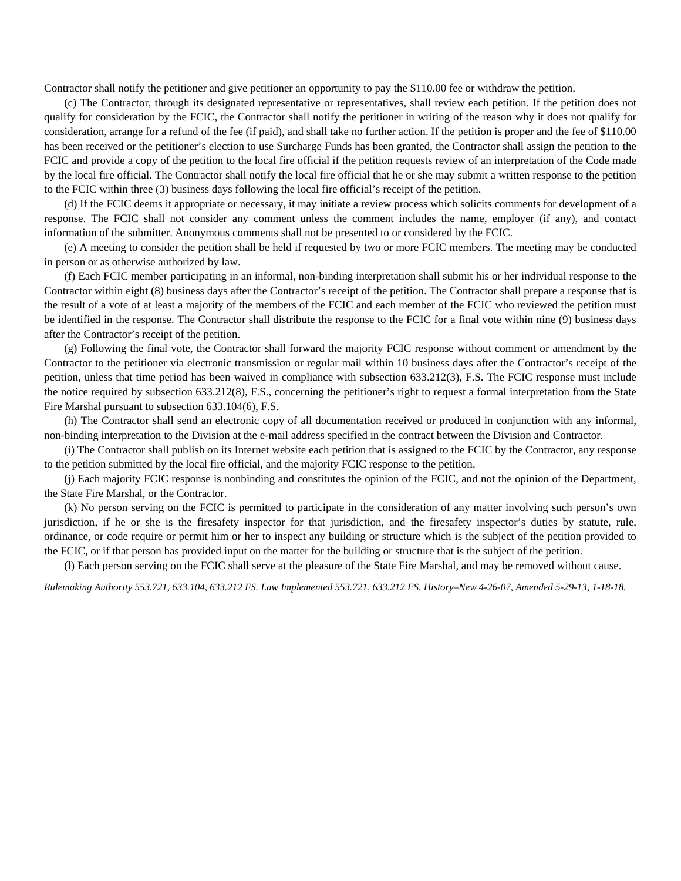Contractor shall notify the petitioner and give petitioner an opportunity to pay the $110.00 fee or withdraw the petition.

(c) The Contractor, through its designated representative or representatives, shall review each petition. If the petition does not qualify for consideration by the FCIC, the Contractor shall notify the petitioner in writing of the reason why it does not qualify for consideration, arrange for a refund of the fee (if paid), and shall take no further action. If the petition is proper and the fee of $110.00 has been received or the petitioner's election to use Surcharge Funds has been granted, the Contractor shall assign the petition to the FCIC and provide a copy of the petition to the local fire official if the petition requests review of an interpretation of the Code made by the local fire official. The Contractor shall notify the local fire official that he or she may submit a written response to the petition to the FCIC within three (3) business days following the local fire official's receipt of the petition.

(d) If the FCIC deems it appropriate or necessary, it may initiate a review process which solicits comments for development of a response. The FCIC shall not consider any comment unless the comment includes the name, employer (if any), and contact information of the submitter. Anonymous comments shall not be presented to or considered by the FCIC.

(e) A meeting to consider the petition shall be held if requested by two or more FCIC members. The meeting may be conducted in person or as otherwise authorized by law.

(f) Each FCIC member participating in an informal, non-binding interpretation shall submit his or her individual response to the Contractor within eight (8) business days after the Contractor's receipt of the petition. The Contractor shall prepare a response that is the result of a vote of at least a majority of the members of the FCIC and each member of the FCIC who reviewed the petition must be identified in the response. The Contractor shall distribute the response to the FCIC for a final vote within nine (9) business days after the Contractor's receipt of the petition.

(g) Following the final vote, the Contractor shall forward the majority FCIC response without comment or amendment by the Contractor to the petitioner via electronic transmission or regular mail within 10 business days after the Contractor's receipt of the petition, unless that time period has been waived in compliance with subsection 633.212(3), F.S. The FCIC response must include the notice required by subsection 633.212(8), F.S., concerning the petitioner's right to request a formal interpretation from the State Fire Marshal pursuant to subsection 633.104(6), F.S.

(h) The Contractor shall send an electronic copy of all documentation received or produced in conjunction with any informal, non-binding interpretation to the Division at the e-mail address specified in the contract between the Division and Contractor.

(i) The Contractor shall publish on its Internet website each petition that is assigned to the FCIC by the Contractor, any response to the petition submitted by the local fire official, and the majority FCIC response to the petition.

(j) Each majority FCIC response is nonbinding and constitutes the opinion of the FCIC, and not the opinion of the Department, the State Fire Marshal, or the Contractor.

(k) No person serving on the FCIC is permitted to participate in the consideration of any matter involving such person's own jurisdiction, if he or she is the firesafety inspector for that jurisdiction, and the firesafety inspector's duties by statute, rule, ordinance, or code require or permit him or her to inspect any building or structure which is the subject of the petition provided to the FCIC, or if that person has provided input on the matter for the building or structure that is the subject of the petition.

(l) Each person serving on the FCIC shall serve at the pleasure of the State Fire Marshal, and may be removed without cause.

*Rulemaking Authority 553.721, 633.104, 633.212 FS. Law Implemented 553.721, 633.212 FS. History–New 4-26-07, Amended 5-29-13, 1-18-18.*